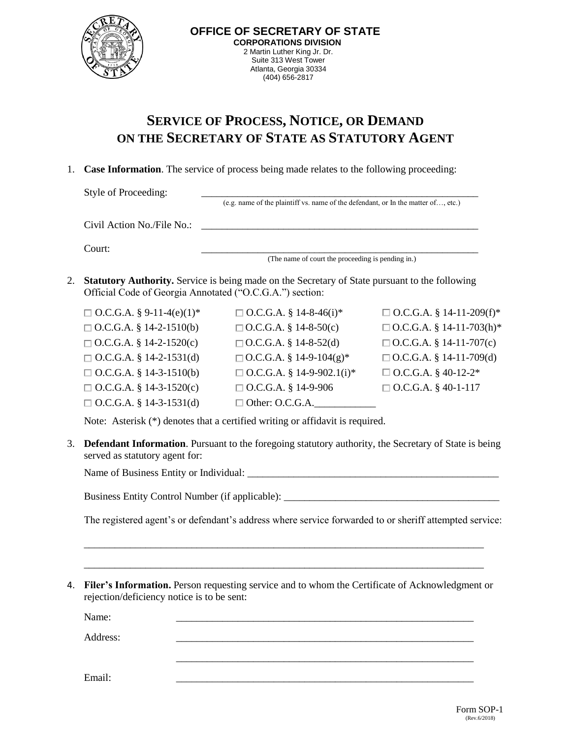**OFFICE OF SECRETARY OF STATE**
**CORPORATIONS DIVISION**
2 Martin Luther King Jr. Dr.
Suite 313 West Tower
Atlanta, Georgia 30334
(404) 656-2817

# SERVICE OF PROCESS, NOTICE, OR DEMAND ON THE SECRETARY OF STATE AS STATUTORY AGENT

1. **Case Information**. The service of process being made relates to the following proceeding:

   Style of Proceeding: ________________________________________________
   (e.g. name of the plaintiff vs. name of the defendant, or In the matter of…, etc.)

   Civil Action No./File No.: ________________________________________________

   Court: ________________________________________________
   (The name of court the proceeding is pending in.)

2. **Statutory Authority.** Service is being made on the Secretary of State pursuant to the following Official Code of Georgia Annotated ("O.C.G.A.") section:

   | | | |
   |---|---|---|
   | ☐ O.C.G.A. § 9-11-4(e)(1)* | ☐ O.C.G.A. § 14-8-46(i)* | ☐ O.C.G.A. § 14-11-209(f)* |
   | ☐ O.C.G.A. § 14-2-1510(b) | ☐ O.C.G.A. § 14-8-50(c) | ☐ O.C.G.A. § 14-11-703(h)* |
   | ☐ O.C.G.A. § 14-2-1520(c) | ☐ O.C.G.A. § 14-8-52(d) | ☐ O.C.G.A. § 14-11-707(c) |
   | ☐ O.C.G.A. § 14-2-1531(d) | ☐ O.C.G.A. § 14-9-104(g)* | ☐ O.C.G.A. § 14-11-709(d) |
   | ☐ O.C.G.A. § 14-3-1510(b) | ☐ O.C.G.A. § 14-9-902.1(i)* | ☐ O.C.G.A. § 40-12-2* |
   | ☐ O.C.G.A. § 14-3-1520(c) | ☐ O.C.G.A. § 14-9-906 | ☐ O.C.G.A. § 40-1-117 |
   | ☐ O.C.G.A. § 14-3-1531(d) | ☐ Other: O.C.G.A.____________ | |

   Note: Asterisk (*) denotes that a certified writing or affidavit is required.

3. **Defendant Information**. Pursuant to the foregoing statutory authority, the Secretary of State is being served as statutory agent for:

   Name of Business Entity or Individual: ________________________________________________

   Business Entity Control Number (if applicable): ________________________________________________

   The registered agent's or defendant's address where service forwarded to or sheriff attempted service:

   ________________________________________________________________________________

   ________________________________________________________________________________

4. **Filer's Information.** Person requesting service and to whom the Certificate of Acknowledgment or rejection/deficiency notice is to be sent:

   Name: ________________________________________________

   Address: ________________________________________________

   ________________________________________________

   Email: ________________________________________________

Form SOP-1
(Rev.6/2018)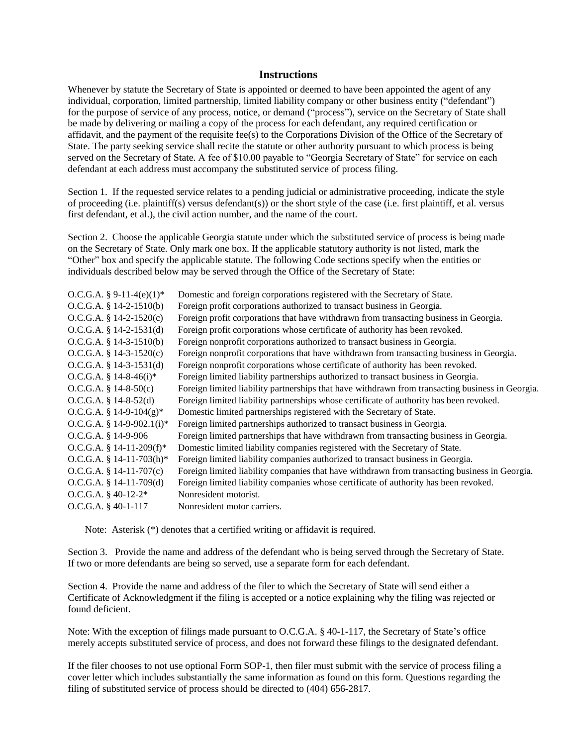## Instructions

Whenever by statute the Secretary of State is appointed or deemed to have been appointed the agent of any individual, corporation, limited partnership, limited liability company or other business entity ("defendant") for the purpose of service of any process, notice, or demand ("process"), service on the Secretary of State shall be made by delivering or mailing a copy of the process for each defendant, any required certification or affidavit, and the payment of the requisite fee(s) to the Corporations Division of the Office of the Secretary of State. The party seeking service shall recite the statute or other authority pursuant to which process is being served on the Secretary of State. A fee of $10.00 payable to "Georgia Secretary of State" for service on each defendant at each address must accompany the substituted service of process filing.

Section 1. If the requested service relates to a pending judicial or administrative proceeding, indicate the style of proceeding (i.e. plaintiff(s) versus defendant(s)) or the short style of the case (i.e. first plaintiff, et al. versus first defendant, et al.), the civil action number, and the name of the court.

Section 2. Choose the applicable Georgia statute under which the substituted service of process is being made on the Secretary of State. Only mark one box. If the applicable statutory authority is not listed, mark the "Other" box and specify the applicable statute. The following Code sections specify when the entities or individuals described below may be served through the Office of the Secretary of State:

| | |
|---|---|
| O.C.G.A. § 9-11-4(e)(1)* | Domestic and foreign corporations registered with the Secretary of State. |
| O.C.G.A. § 14-2-1510(b) | Foreign profit corporations authorized to transact business in Georgia. |
| O.C.G.A. § 14-2-1520(c) | Foreign profit corporations that have withdrawn from transacting business in Georgia. |
| O.C.G.A. § 14-2-1531(d) | Foreign profit corporations whose certificate of authority has been revoked. |
| O.C.G.A. § 14-3-1510(b) | Foreign nonprofit corporations authorized to transact business in Georgia. |
| O.C.G.A. § 14-3-1520(c) | Foreign nonprofit corporations that have withdrawn from transacting business in Georgia. |
| O.C.G.A. § 14-3-1531(d) | Foreign nonprofit corporations whose certificate of authority has been revoked. |
| O.C.G.A. § 14-8-46(i)* | Foreign limited liability partnerships authorized to transact business in Georgia. |
| O.C.G.A. § 14-8-50(c) | Foreign limited liability partnerships that have withdrawn from transacting business in Georgia. |
| O.C.G.A. § 14-8-52(d) | Foreign limited liability partnerships whose certificate of authority has been revoked. |
| O.C.G.A. § 14-9-104(g)* | Domestic limited partnerships registered with the Secretary of State. |
| O.C.G.A. § 14-9-902.1(i)* | Foreign limited partnerships authorized to transact business in Georgia. |
| O.C.G.A. § 14-9-906 | Foreign limited partnerships that have withdrawn from transacting business in Georgia. |
| O.C.G.A. § 14-11-209(f)* | Domestic limited liability companies registered with the Secretary of State. |
| O.C.G.A. § 14-11-703(h)* | Foreign limited liability companies authorized to transact business in Georgia. |
| O.C.G.A. § 14-11-707(c) | Foreign limited liability companies that have withdrawn from transacting business in Georgia. |
| O.C.G.A. § 14-11-709(d) | Foreign limited liability companies whose certificate of authority has been revoked. |
| O.C.G.A. § 40-12-2* | Nonresident motorist. |
| O.C.G.A. § 40-1-117 | Nonresident motor carriers. |

Note: Asterisk (*) denotes that a certified writing or affidavit is required.

Section 3. Provide the name and address of the defendant who is being served through the Secretary of State. If two or more defendants are being so served, use a separate form for each defendant.

Section 4. Provide the name and address of the filer to which the Secretary of State will send either a Certificate of Acknowledgment if the filing is accepted or a notice explaining why the filing was rejected or found deficient.

Note: With the exception of filings made pursuant to O.C.G.A. § 40-1-117, the Secretary of State's office merely accepts substituted service of process, and does not forward these filings to the designated defendant.

If the filer chooses to not use optional Form SOP-1, then filer must submit with the service of process filing a cover letter which includes substantially the same information as found on this form. Questions regarding the filing of substituted service of process should be directed to (404) 656-2817.